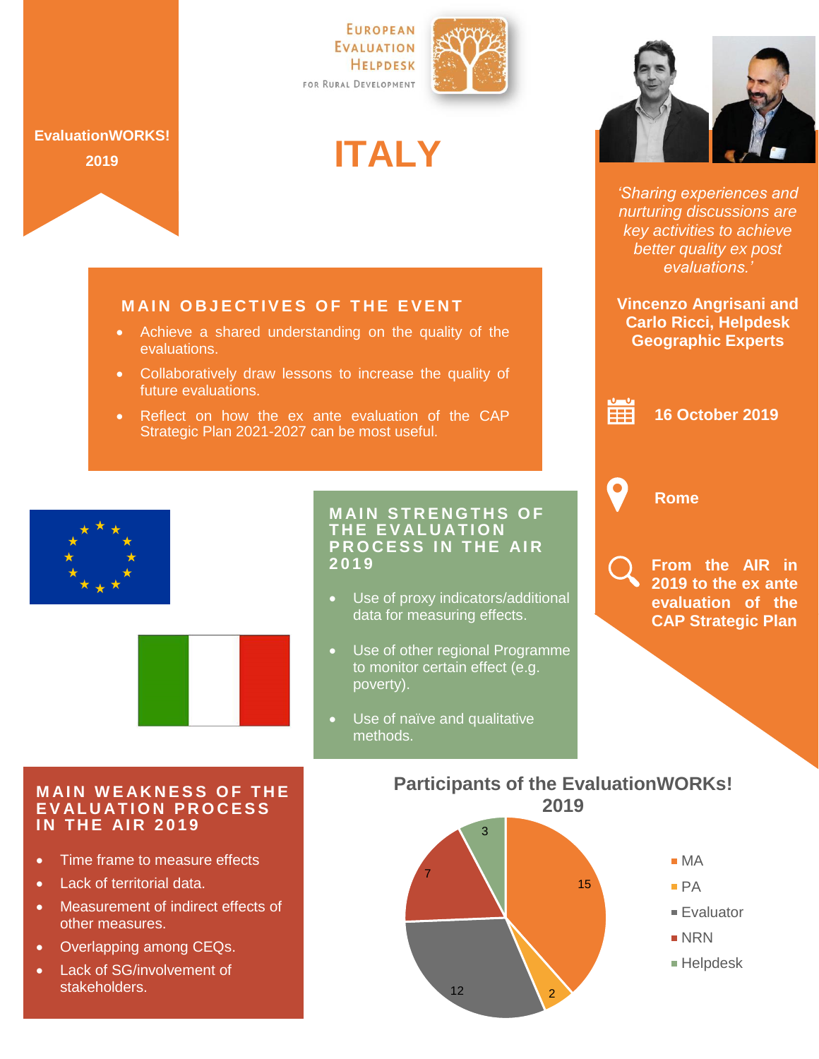**EvaluationWORKS! 2019**

EUROPEAN EVALUATION HELPDESK FOR RURAL DEVELOPMENT

# ITALY

*'Sharing experiences and nurturing discussions are key activities to achieve better quality ex post evaluations.'*

**Vincenzo Angrisani and Carlo Ricci, Helpdesk Geographic Experts**

**16 October 2019**

**Rome**

**From the AIR in 2019 to the ex ante evaluation of the CAP Strategic Plan**

## MAIN OBJECTIVES OF THE EVENT

- Achieve a shared understanding on the quality of the evaluations.
- Collaboratively draw lessons to increase the quality of future evaluations.
- Reflect on how the ex ante evaluation of the CAP Strategic Plan 2021-2027 can be most useful.

## MAIN STRENGTHS OF THE EVALUATION PROCESS IN THE AIR 2019

- Use of proxy indicators/additional data for measuring effects.
- Use of other regional Programme to monitor certain effect (e.g. poverty).
- Use of naïve and qualitative methods.

## MAIN WEAKNESS OF THE EVALUATION PROCESS IN THE AIR 2019

- Time frame to measure effects
- Lack of territorial data.
- Measurement of indirect effects of other measures.
- Overlapping among CEQs.
- Lack of SG/involvement of stakeholders.

## Participants of the EvaluationWORKS! 2019

| Participant | Number |
| --- | --- |
| MA | 15 |
| PA | 2 |
| Evaluator | 12 |
| NRN | 7 |
| Helpdesk | 3 |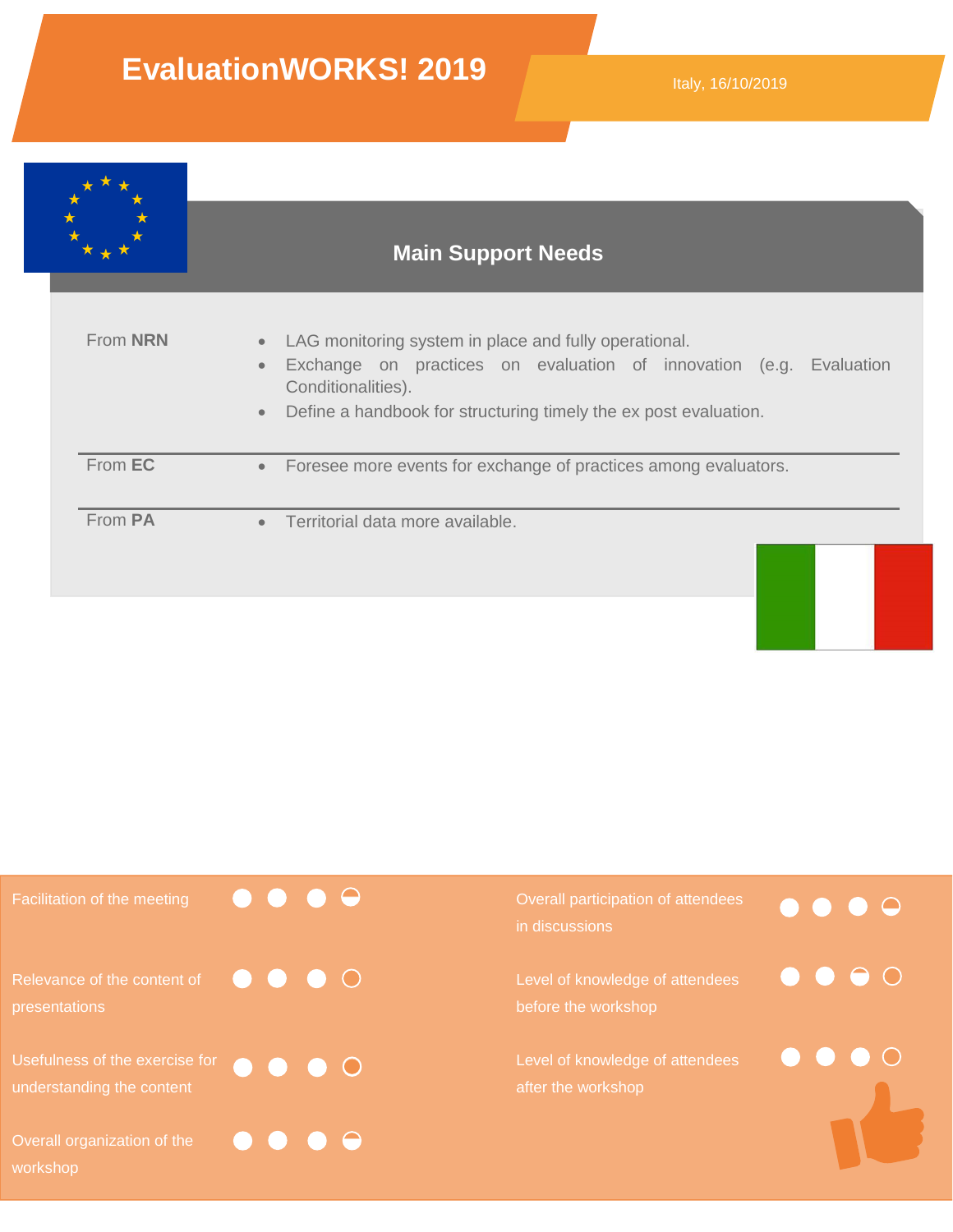# EvaluationWORKS! 2019

Italy, 16/10/2019

## Main Support Needs

| | |
|---|---|
| From **NRN** | • LAG monitoring system in place and fully operational.<br>• Exchange on practices on evaluation of innovation (e.g. Evaluation Conditionalities).<br>• Define a handbook for structuring timely the ex post evaluation. |
| From **EC** | • Foresee more events for exchange of practices among evaluators. |
| From **PA** | • Territorial data more available. |

Facilitation of the meeting

Relevance of the content of presentations

Usefulness of the exercise for understanding the content

Overall organization of the workshop

Overall participation of attendees in discussions

Level of knowledge of attendees before the workshop

Level of knowledge of attendees after the workshop